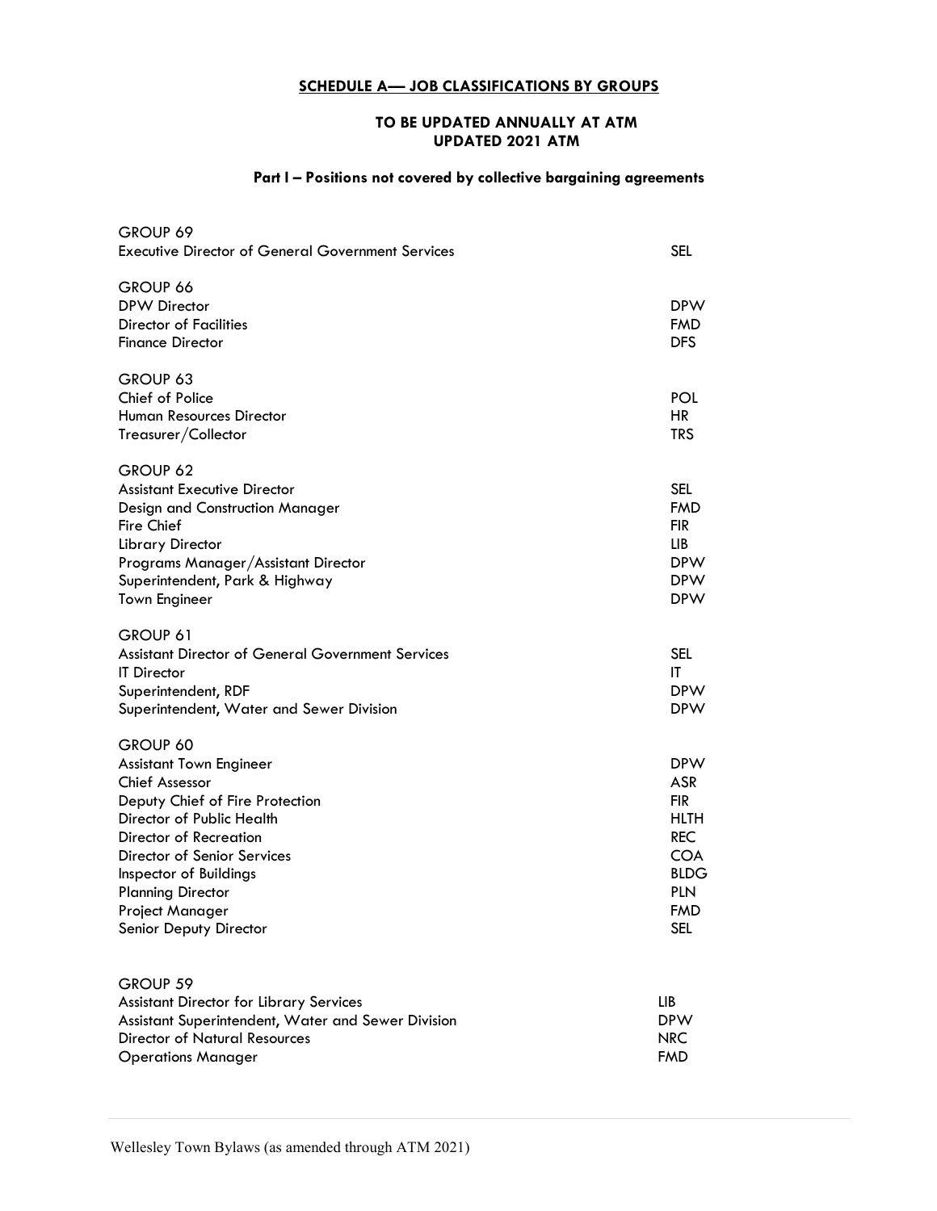# SCHEDULE A— JOB CLASSIFICATIONS BY GROUPS

**TO BE UPDATED ANNUALLY AT ATM**
**UPDATED 2021 ATM**

### Part I – Positions not covered by collective bargaining agreements

| | |
|---|---|
| **GROUP 69** | |
| Executive Director of General Government Services | SEL |
| **GROUP 66** | |
| DPW Director | DPW |
| Director of Facilities | FMD |
| Finance Director | DFS |
| **GROUP 63** | |
| Chief of Police | POL |
| Human Resources Director | HR |
| Treasurer/Collector | TRS |
| **GROUP 62** | |
| Assistant Executive Director | SEL |
| Design and Construction Manager | FMD |
| Fire Chief | FIR |
| Library Director | LIB |
| Programs Manager/Assistant Director | DPW |
| Superintendent, Park & Highway | DPW |
| Town Engineer | DPW |
| **GROUP 61** | |
| Assistant Director of General Government Services | SEL |
| IT Director | IT |
| Superintendent, RDF | DPW |
| Superintendent, Water and Sewer Division | DPW |
| **GROUP 60** | |
| Assistant Town Engineer | DPW |
| Chief Assessor | ASR |
| Deputy Chief of Fire Protection | FIR |
| Director of Public Health | HLTH |
| Director of Recreation | REC |
| Director of Senior Services | COA |
| Inspector of Buildings | BLDG |
| Planning Director | PLN |
| Project Manager | FMD |
| Senior Deputy Director | SEL |
| **GROUP 59** | |
| Assistant Director for Library Services | LIB |
| Assistant Superintendent, Water and Sewer Division | DPW |
| Director of Natural Resources | NRC |
| Operations Manager | FMD |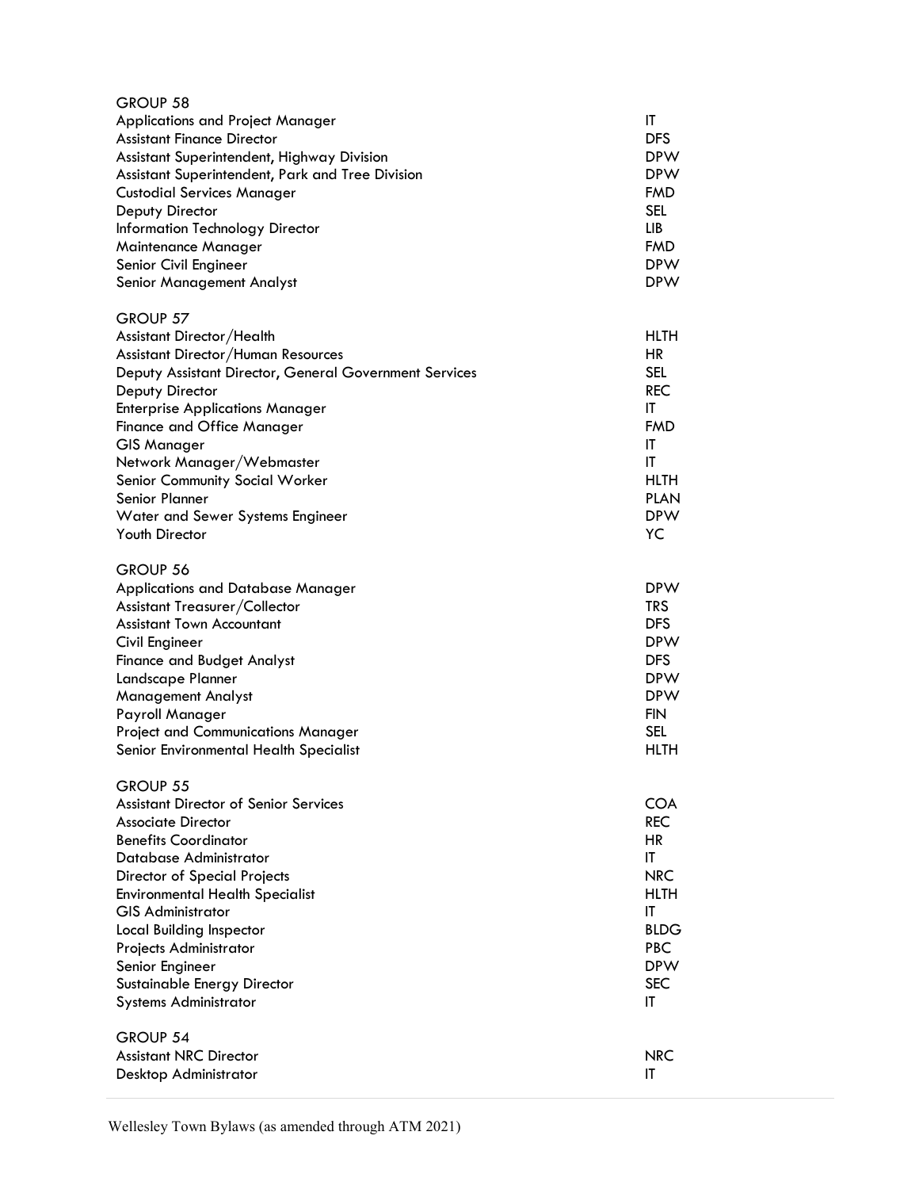GROUP 58

| | |
|---|---|
| Applications and Project Manager | IT |
| Assistant Finance Director | DFS |
| Assistant Superintendent, Highway Division | DPW |
| Assistant Superintendent, Park and Tree Division | DPW |
| Custodial Services Manager | FMD |
| Deputy Director | SEL |
| Information Technology Director | LIB |
| Maintenance Manager | FMD |
| Senior Civil Engineer | DPW |
| Senior Management Analyst | DPW |

GROUP 57

| | |
|---|---|
| Assistant Director/Health | HLTH |
| Assistant Director/Human Resources | HR |
| Deputy Assistant Director, General Government Services | SEL |
| Deputy Director | REC |
| Enterprise Applications Manager | IT |
| Finance and Office Manager | FMD |
| GIS Manager | IT |
| Network Manager/Webmaster | IT |
| Senior Community Social Worker | HLTH |
| Senior Planner | PLAN |
| Water and Sewer Systems Engineer | DPW |
| Youth Director | YC |

GROUP 56

| | |
|---|---|
| Applications and Database Manager | DPW |
| Assistant Treasurer/Collector | TRS |
| Assistant Town Accountant | DFS |
| Civil Engineer | DPW |
| Finance and Budget Analyst | DFS |
| Landscape Planner | DPW |
| Management Analyst | DPW |
| Payroll Manager | FIN |
| Project and Communications Manager | SEL |
| Senior Environmental Health Specialist | HLTH |

GROUP 55

| | |
|---|---|
| Assistant Director of Senior Services | COA |
| Associate Director | REC |
| Benefits Coordinator | HR |
| Database Administrator | IT |
| Director of Special Projects | NRC |
| Environmental Health Specialist | HLTH |
| GIS Administrator | IT |
| Local Building Inspector | BLDG |
| Projects Administrator | PBC |
| Senior Engineer | DPW |
| Sustainable Energy Director | SEC |
| Systems Administrator | IT |

GROUP 54

| | |
|---|---|
| Assistant NRC Director | NRC |
| Desktop Administrator | IT |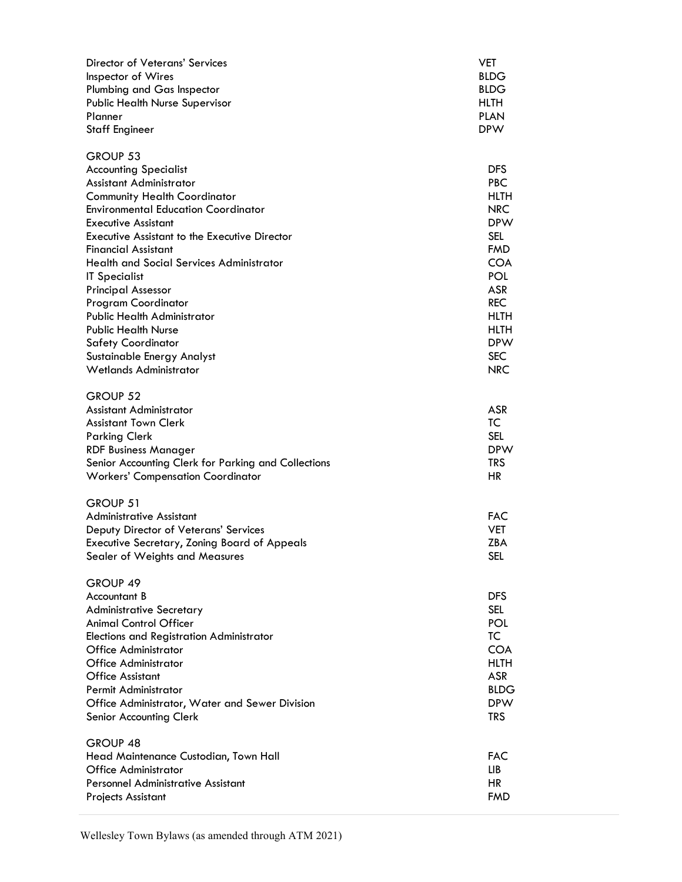| | |
|---|---|
| Director of Veterans' Services | VET |
| Inspector of Wires | BLDG |
| Plumbing and Gas Inspector | BLDG |
| Public Health Nurse Supervisor | HLTH |
| Planner | PLAN |
| Staff Engineer | DPW |

GROUP 53

| | |
|---|---|
| Accounting Specialist | DFS |
| Assistant Administrator | PBC |
| Community Health Coordinator | HLTH |
| Environmental Education Coordinator | NRC |
| Executive Assistant | DPW |
| Executive Assistant to the Executive Director | SEL |
| Financial Assistant | FMD |
| Health and Social Services Administrator | COA |
| IT Specialist | POL |
| Principal Assessor | ASR |
| Program Coordinator | REC |
| Public Health Administrator | HLTH |
| Public Health Nurse | HLTH |
| Safety Coordinator | DPW |
| Sustainable Energy Analyst | SEC |
| Wetlands Administrator | NRC |

GROUP 52

| | |
|---|---|
| Assistant Administrator | ASR |
| Assistant Town Clerk | TC |
| Parking Clerk | SEL |
| RDF Business Manager | DPW |
| Senior Accounting Clerk for Parking and Collections | TRS |
| Workers' Compensation Coordinator | HR |

GROUP 51

| | |
|---|---|
| Administrative Assistant | FAC |
| Deputy Director of Veterans' Services | VET |
| Executive Secretary, Zoning Board of Appeals | ZBA |
| Sealer of Weights and Measures | SEL |

GROUP 49

| | |
|---|---|
| Accountant B | DFS |
| Administrative Secretary | SEL |
| Animal Control Officer | POL |
| Elections and Registration Administrator | TC |
| Office Administrator | COA |
| Office Administrator | HLTH |
| Office Assistant | ASR |
| Permit Administrator | BLDG |
| Office Administrator, Water and Sewer Division | DPW |
| Senior Accounting Clerk | TRS |

GROUP 48

| | |
|---|---|
| Head Maintenance Custodian, Town Hall | FAC |
| Office Administrator | LIB |
| Personnel Administrative Assistant | HR |
| Projects Assistant | FMD |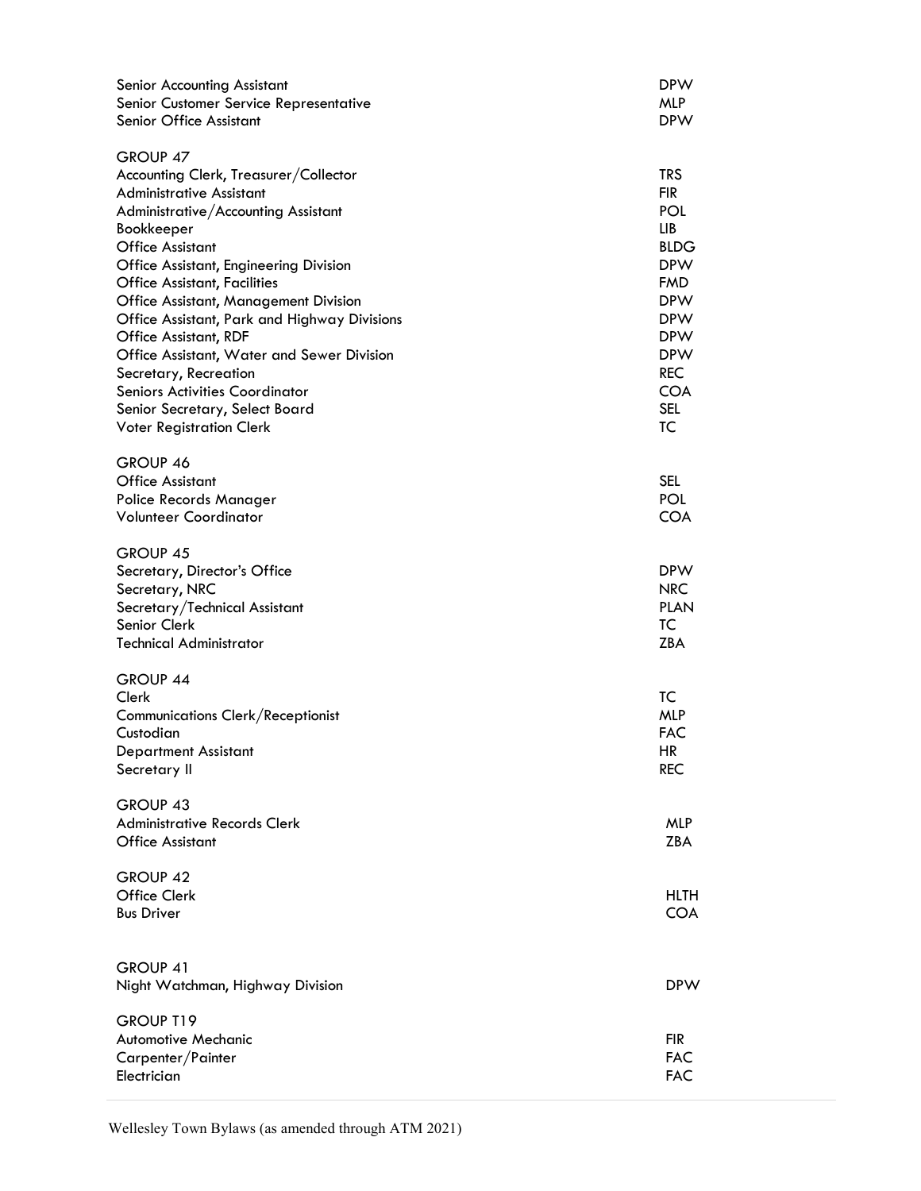| | |
|---|---|
| Senior Accounting Assistant | DPW |
| Senior Customer Service Representative | MLP |
| Senior Office Assistant | DPW |
| **GROUP 47** | |
| Accounting Clerk, Treasurer/Collector | TRS |
| Administrative Assistant | FIR |
| Administrative/Accounting Assistant | POL |
| Bookkeeper | LIB |
| Office Assistant | BLDG |
| Office Assistant, Engineering Division | DPW |
| Office Assistant, Facilities | FMD |
| Office Assistant, Management Division | DPW |
| Office Assistant, Park and Highway Divisions | DPW |
| Office Assistant, RDF | DPW |
| Office Assistant, Water and Sewer Division | DPW |
| Secretary, Recreation | REC |
| Seniors Activities Coordinator | COA |
| Senior Secretary, Select Board | SEL |
| Voter Registration Clerk | TC |
| **GROUP 46** | |
| Office Assistant | SEL |
| Police Records Manager | POL |
| Volunteer Coordinator | COA |
| **GROUP 45** | |
| Secretary, Director's Office | DPW |
| Secretary, NRC | NRC |
| Secretary/Technical Assistant | PLAN |
| Senior Clerk | TC |
| Technical Administrator | ZBA |
| **GROUP 44** | |
| Clerk | TC |
| Communications Clerk/Receptionist | MLP |
| Custodian | FAC |
| Department Assistant | HR |
| Secretary II | REC |
| **GROUP 43** | |
| Administrative Records Clerk | MLP |
| Office Assistant | ZBA |
| **GROUP 42** | |
| Office Clerk | HLTH |
| Bus Driver | COA |
| **GROUP 41** | |
| Night Watchman, Highway Division | DPW |
| **GROUP T19** | |
| Automotive Mechanic | FIR |
| Carpenter/Painter | FAC |
| Electrician | FAC |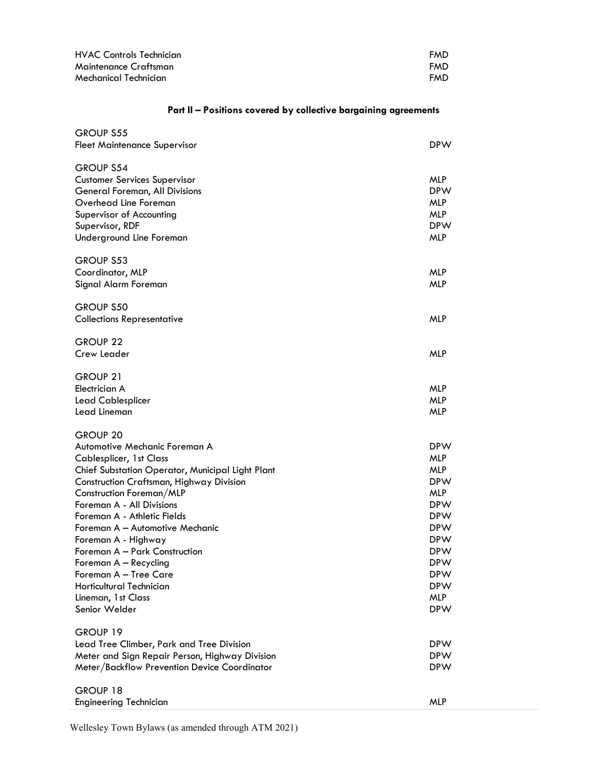| | |
|---|---|
| HVAC Controls Technician | FMD |
| Maintenance Craftsman | FMD |
| Mechanical Technician | FMD |

**Part II – Positions covered by collective bargaining agreements**

| | |
|---|---|
| GROUP S55 | |
| Fleet Maintenance Supervisor | DPW |
| | |
| GROUP S54 | |
| Customer Services Supervisor | MLP |
| General Foreman, All Divisions | DPW |
| Overhead Line Foreman | MLP |
| Supervisor of Accounting | MLP |
| Supervisor, RDF | DPW |
| Underground Line Foreman | MLP |
| | |
| GROUP S53 | |
| Coordinator, MLP | MLP |
| Signal Alarm Foreman | MLP |
| | |
| GROUP S50 | |
| Collections Representative | MLP |
| | |
| GROUP 22 | |
| Crew Leader | MLP |
| | |
| GROUP 21 | |
| Electrician A | MLP |
| Lead Cablesplicer | MLP |
| Lead Lineman | MLP |
| | |
| GROUP 20 | |
| Automotive Mechanic Foreman A | DPW |
| Cablesplicer, 1st Class | MLP |
| Chief Substation Operator, Municipal Light Plant | MLP |
| Construction Craftsman, Highway Division | DPW |
| Construction Foreman/MLP | MLP |
| Foreman A - All Divisions | DPW |
| Foreman A - Athletic Fields | DPW |
| Foreman A – Automotive Mechanic | DPW |
| Foreman A - Highway | DPW |
| Foreman A – Park Construction | DPW |
| Foreman A – Recycling | DPW |
| Foreman A – Tree Care | DPW |
| Horticultural Technician | DPW |
| Lineman, 1st Class | MLP |
| Senior Welder | DPW |
| | |
| GROUP 19 | |
| Lead Tree Climber, Park and Tree Division | DPW |
| Meter and Sign Repair Person, Highway Division | DPW |
| Meter/Backflow Prevention Device Coordinator | DPW |
| | |
| GROUP 18 | |
| Engineering Technician | MLP |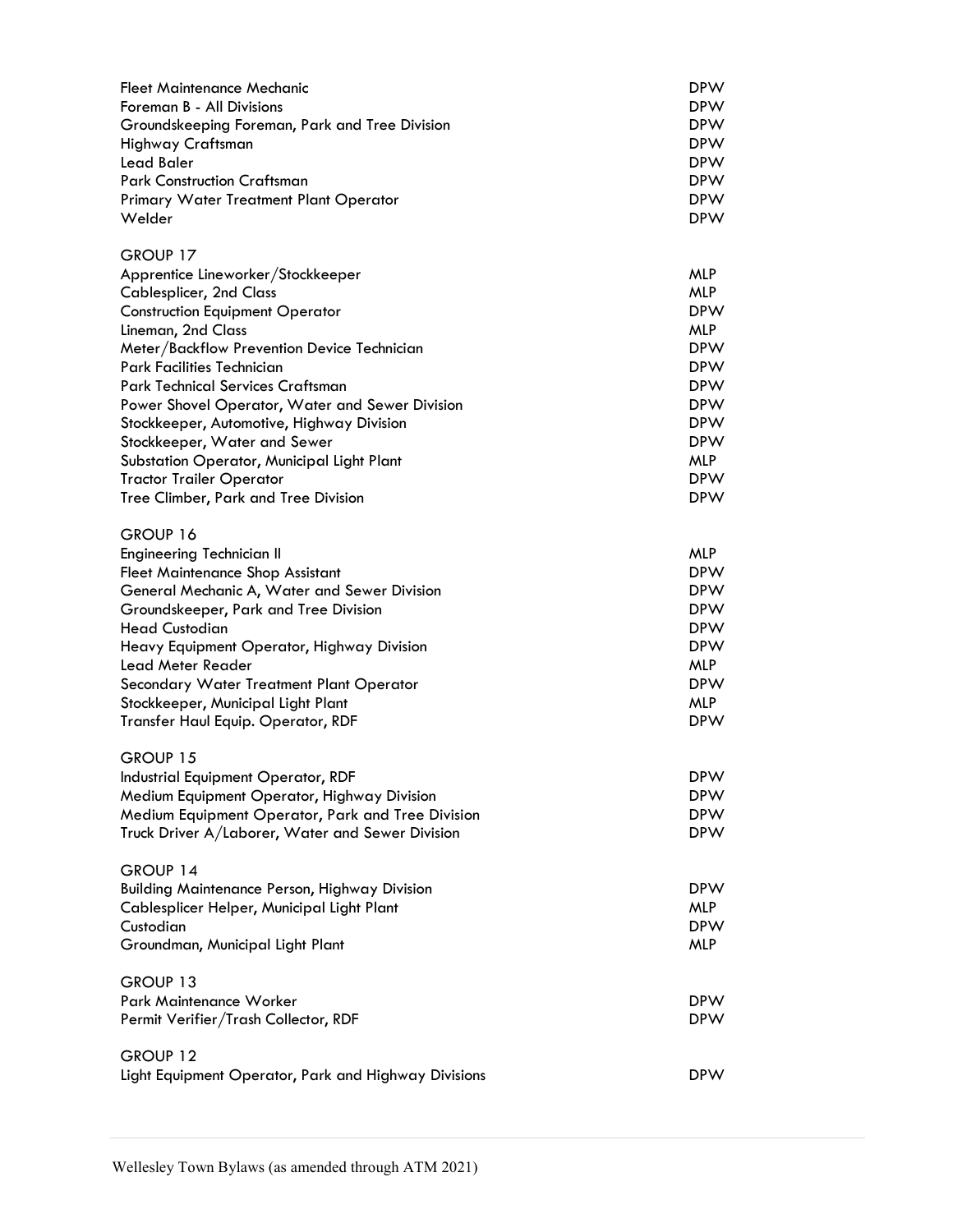| | |
|---|---|
| Fleet Maintenance Mechanic | DPW |
| Foreman B - All Divisions | DPW |
| Groundskeeping Foreman, Park and Tree Division | DPW |
| Highway Craftsman | DPW |
| Lead Baler | DPW |
| Park Construction Craftsman | DPW |
| Primary Water Treatment Plant Operator | DPW |
| Welder | DPW |

GROUP 17

| | |
|---|---|
| Apprentice Lineworker/Stockkeeper | MLP |
| Cablesplicer, 2nd Class | MLP |
| Construction Equipment Operator | DPW |
| Lineman, 2nd Class | MLP |
| Meter/Backflow Prevention Device Technician | DPW |
| Park Facilities Technician | DPW |
| Park Technical Services Craftsman | DPW |
| Power Shovel Operator, Water and Sewer Division | DPW |
| Stockkeeper, Automotive, Highway Division | DPW |
| Stockkeeper, Water and Sewer | DPW |
| Substation Operator, Municipal Light Plant | MLP |
| Tractor Trailer Operator | DPW |
| Tree Climber, Park and Tree Division | DPW |

GROUP 16

| | |
|---|---|
| Engineering Technician II | MLP |
| Fleet Maintenance Shop Assistant | DPW |
| General Mechanic A, Water and Sewer Division | DPW |
| Groundskeeper, Park and Tree Division | DPW |
| Head Custodian | DPW |
| Heavy Equipment Operator, Highway Division | DPW |
| Lead Meter Reader | MLP |
| Secondary Water Treatment Plant Operator | DPW |
| Stockkeeper, Municipal Light Plant | MLP |
| Transfer Haul Equip. Operator, RDF | DPW |

GROUP 15

| | |
|---|---|
| Industrial Equipment Operator, RDF | DPW |
| Medium Equipment Operator, Highway Division | DPW |
| Medium Equipment Operator, Park and Tree Division | DPW |
| Truck Driver A/Laborer, Water and Sewer Division | DPW |

GROUP 14

| | |
|---|---|
| Building Maintenance Person, Highway Division | DPW |
| Cablesplicer Helper, Municipal Light Plant | MLP |
| Custodian | DPW |
| Groundman, Municipal Light Plant | MLP |

GROUP 13

| | |
|---|---|
| Park Maintenance Worker | DPW |
| Permit Verifier/Trash Collector, RDF | DPW |

GROUP 12

| | |
|---|---|
| Light Equipment Operator, Park and Highway Divisions | DPW |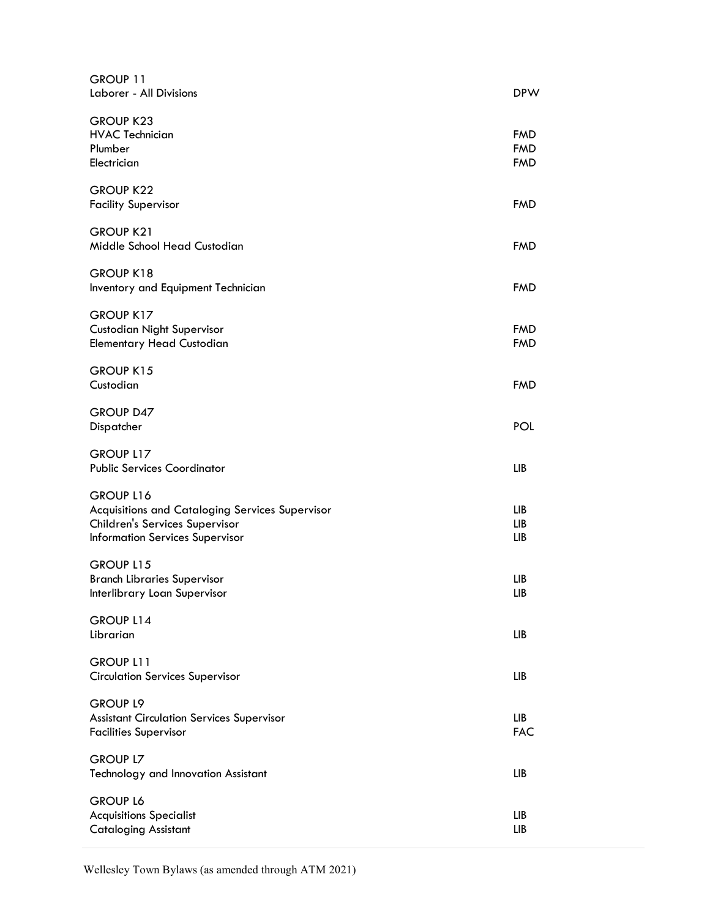GROUP 11

| | |
|---|---|
| Laborer - All Divisions | DPW |

GROUP K23

| | |
|---|---|
| HVAC Technician | FMD |
| Plumber | FMD |
| Electrician | FMD |

GROUP K22

| | |
|---|---|
| Facility Supervisor | FMD |

GROUP K21

| | |
|---|---|
| Middle School Head Custodian | FMD |

GROUP K18

| | |
|---|---|
| Inventory and Equipment Technician | FMD |

GROUP K17

| | |
|---|---|
| Custodian Night Supervisor | FMD |
| Elementary Head Custodian | FMD |

GROUP K15

| | |
|---|---|
| Custodian | FMD |

GROUP D47

| | |
|---|---|
| Dispatcher | POL |

GROUP L17

| | |
|---|---|
| Public Services Coordinator | LIB |

GROUP L16

| | |
|---|---|
| Acquisitions and Cataloging Services Supervisor | LIB |
| Children's Services Supervisor | LIB |
| Information Services Supervisor | LIB |

GROUP L15

| | |
|---|---|
| Branch Libraries Supervisor | LIB |
| Interlibrary Loan Supervisor | LIB |

GROUP L14

| | |
|---|---|
| Librarian | LIB |

GROUP L11

| | |
|---|---|
| Circulation Services Supervisor | LIB |

GROUP L9

| | |
|---|---|
| Assistant Circulation Services Supervisor | LIB |
| Facilities Supervisor | FAC |

GROUP L7

| | |
|---|---|
| Technology and Innovation Assistant | LIB |

GROUP L6

| | |
|---|---|
| Acquisitions Specialist | LIB |
| Cataloging Assistant | LIB |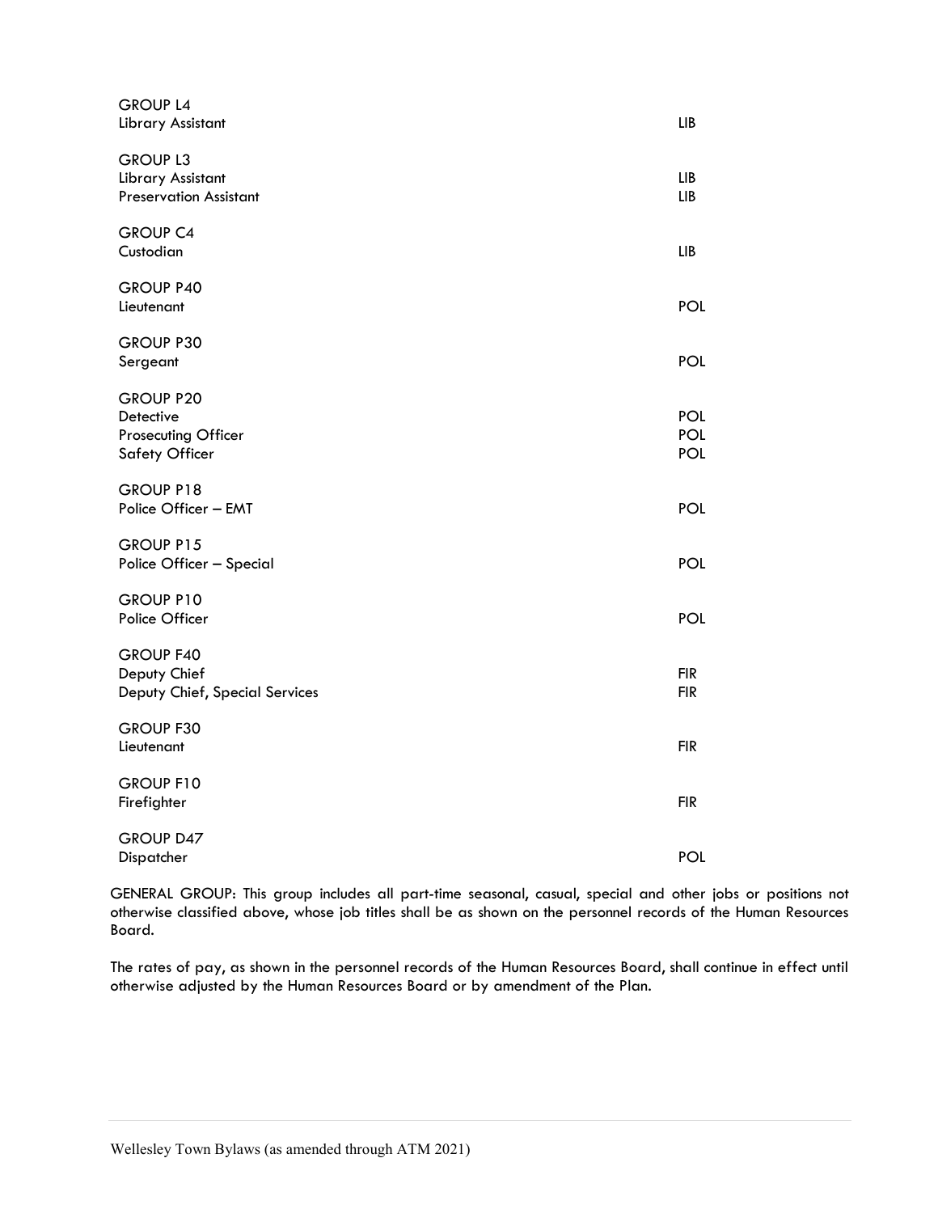GROUP L4
Library Assistant LIB

GROUP L3
Library Assistant LIB
Preservation Assistant LIB

GROUP C4
Custodian LIB

GROUP P40
Lieutenant POL

GROUP P30
Sergeant POL

GROUP P20
Detective POL
Prosecuting Officer POL
Safety Officer POL

GROUP P18
Police Officer – EMT POL

GROUP P15
Police Officer – Special POL

GROUP P10
Police Officer POL

GROUP F40
Deputy Chief FIR
Deputy Chief, Special Services FIR

GROUP F30
Lieutenant FIR

GROUP F10
Firefighter FIR

GROUP D47
Dispatcher POL

GENERAL GROUP: This group includes all part-time seasonal, casual, special and other jobs or positions not otherwise classified above, whose job titles shall be as shown on the personnel records of the Human Resources Board.

The rates of pay, as shown in the personnel records of the Human Resources Board, shall continue in effect until otherwise adjusted by the Human Resources Board or by amendment of the Plan.